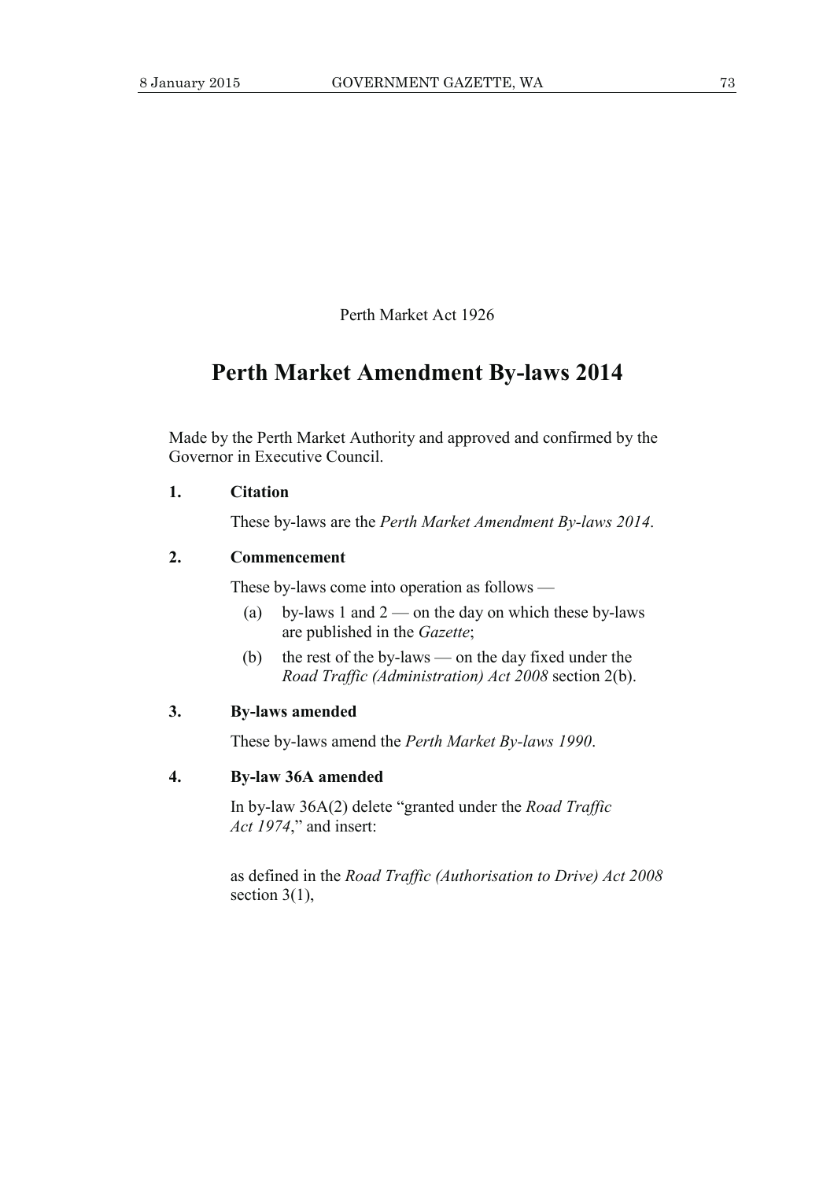Perth Market Act 1926

# Perth Market Amendment By-laws 2014

Made by the Perth Market Authority and approved and confirmed by the Governor in Executive Council.

**1. Citation**

These by-laws are the *Perth Market Amendment By-laws 2014*.

**2. Commencement**

These by-laws come into operation as follows —

(a) by-laws 1 and 2 — on the day on which these by-laws are published in the *Gazette*;

(b) the rest of the by-laws — on the day fixed under the *Road Traffic (Administration) Act 2008* section 2(b).

**3. By-laws amended**

These by-laws amend the *Perth Market By-laws 1990*.

**4. By-law 36A amended**

In by-law 36A(2) delete "granted under the *Road Traffic Act 1974*," and insert:

as defined in the *Road Traffic (Authorisation to Drive) Act 2008* section 3(1),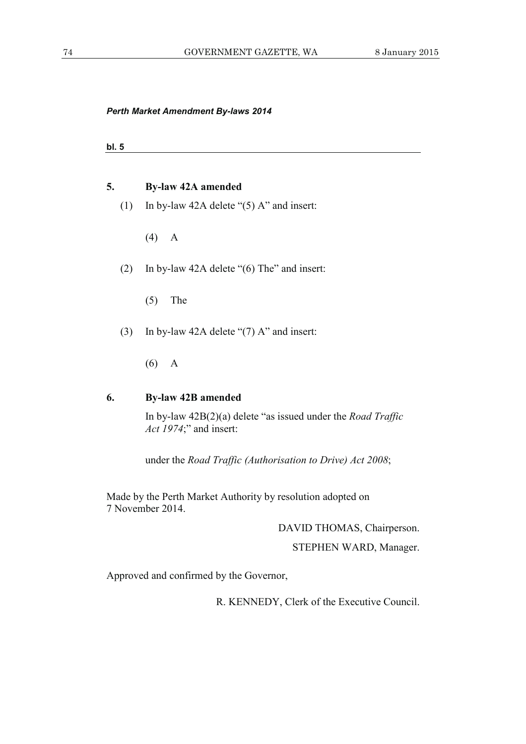*Perth Market Amendment By-laws 2014*

**bl. 5**

### 5. By-law 42A amended

(1) In by-law 42A delete "(5) A" and insert:

(4) A

(2) In by-law 42A delete "(6) The" and insert:

(5) The

(3) In by-law 42A delete "(7) A" and insert:

(6) A

### 6. By-law 42B amended

In by-law 42B(2)(a) delete "as issued under the *Road Traffic Act 1974*;" and insert:

under the *Road Traffic (Authorisation to Drive) Act 2008*;

Made by the Perth Market Authority by resolution adopted on 7 November 2014.

DAVID THOMAS, Chairperson.

STEPHEN WARD, Manager.

Approved and confirmed by the Governor,

R. KENNEDY, Clerk of the Executive Council.